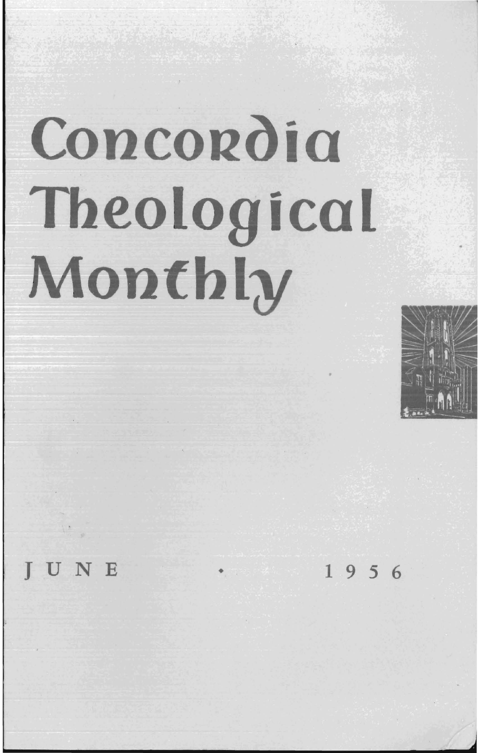# Concordia Theological Monthly

JUNE • 1956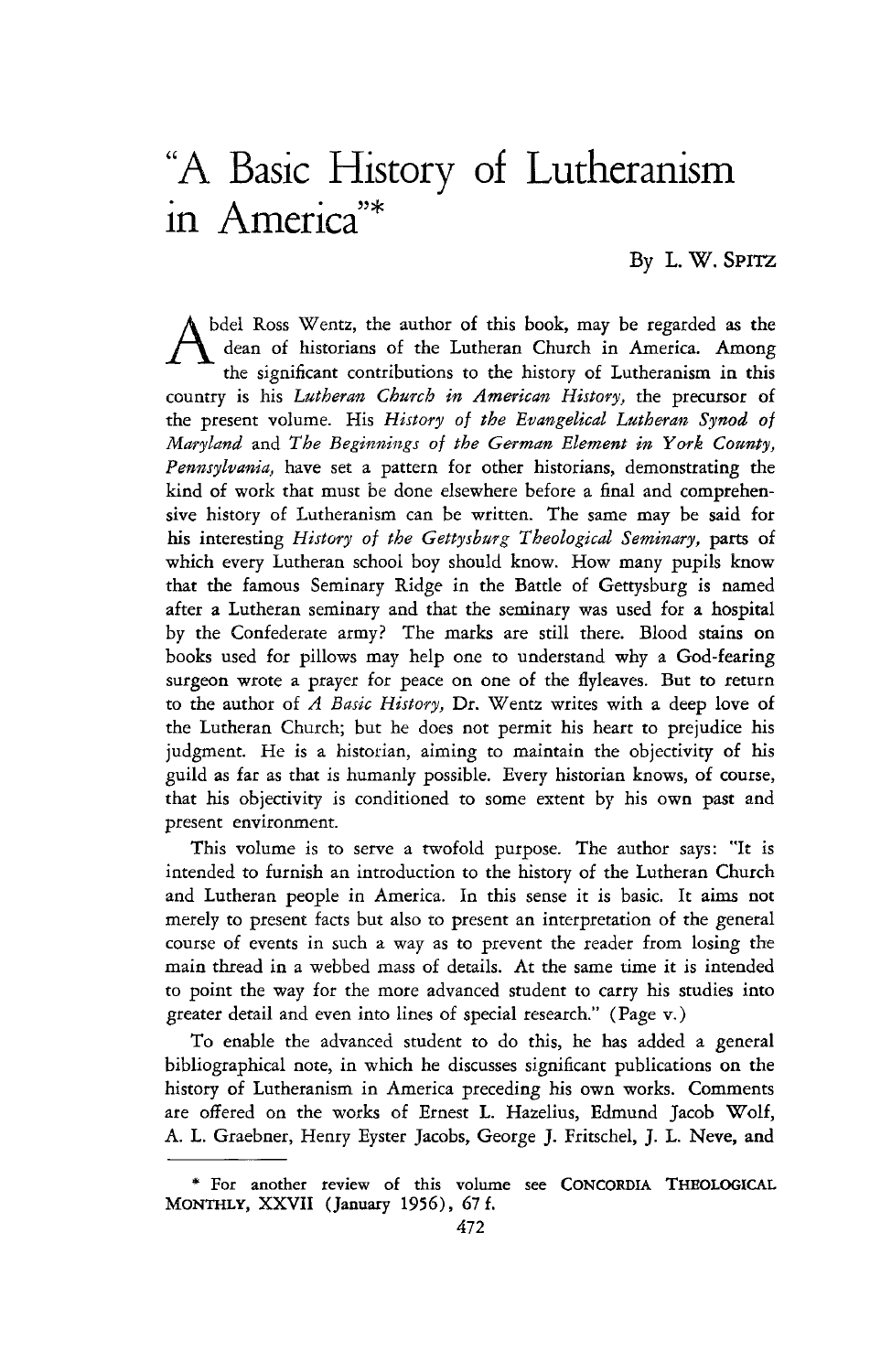# "A Basic History of Lutheranism in America"*

By L. W. SPITZ

Abdel Ross Wentz, the author of this book, may be regarded as the dean of historians of the Lutheran Church in America. Among the significant contributions to the history of Lutheranism in this country is his *Lutheran Church in American History,* the precursor of the present volume. His *History of the Evangelical Lutheran Synod of Maryland* and *The Beginnings of the German Element in York County, Pennsylvania,* have set a pattern for other historians, demonstrating the kind of work that must be done elsewhere before a final and comprehensive history of Lutheranism can be written. The same may be said for his interesting *History of the Gettysburg Theological Seminary,* parts of which every Lutheran school boy should know. How many pupils know that the famous Seminary Ridge in the Battle of Gettysburg is named after a Lutheran seminary and that the seminary was used for a hospital by the Confederate army? The marks are still there. Blood stains on books used for pillows may help one to understand why a God-fearing surgeon wrote a prayer for peace on one of the flyleaves. But to return to the author of *A Basic History,* Dr. Wentz writes with a deep love of the Lutheran Church; but he does not permit his heart to prejudice his judgment. He is a historian, aiming to maintain the objectivity of his guild as far as that is humanly possible. Every historian knows, of course, that his objectivity is conditioned to some extent by his own past and present environment.

This volume is to serve a twofold purpose. The author says: "It is intended to furnish an introduction to the history of the Lutheran Church and Lutheran people in America. In this sense it is basic. It aims not merely to present facts but also to present an interpretation of the general course of events in such a way as to prevent the reader from losing the main thread in a webbed mass of details. At the same time it is intended to point the way for the more advanced student to carry his studies into greater detail and even into lines of special research." (Page v.)

To enable the advanced student to do this, he has added a general bibliographical note, in which he discusses significant publications on the history of Lutheranism in America preceding his own works. Comments are offered on the works of Ernest L. Hazelius, Edmund Jacob Wolf, A. L. Graebner, Henry Eyster Jacobs, George J. Fritschel, J. L. Neve, and

---

* For another review of this volume see CONCORDIA THEOLOGICAL MONTHLY, XXVII (January 1956), 67 f.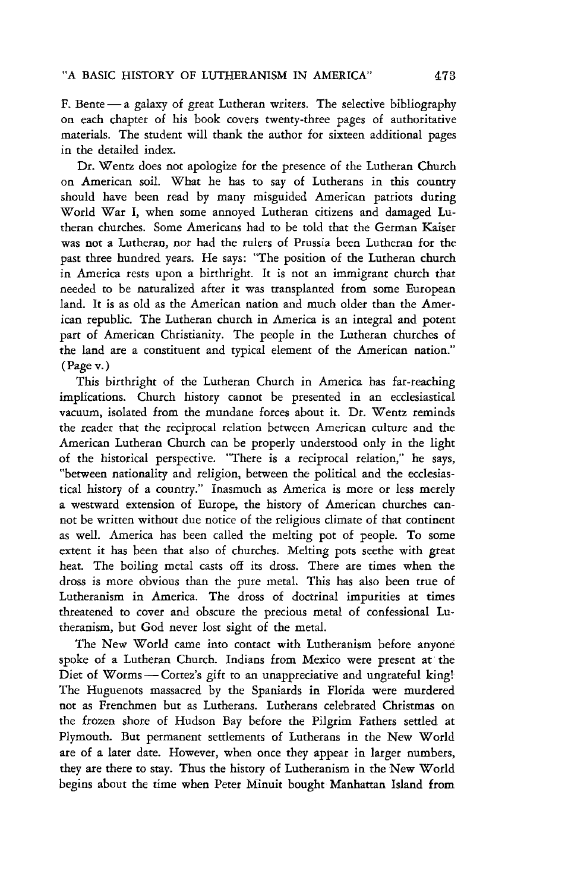F. Bente — a galaxy of great Lutheran writers. The selective bibliography on each chapter of his book covers twenty-three pages of authoritative materials. The student will thank the author for sixteen additional pages in the detailed index.

Dr. Wentz does not apologize for the presence of the Lutheran Church on American soil. What he has to say of Lutherans in this country should have been read by many misguided American patriots during World War I, when some annoyed Lutheran citizens and damaged Lutheran churches. Some Americans had to be told that the German Kaiser was not a Lutheran, nor had the rulers of Prussia been Lutheran for the past three hundred years. He says: "The position of the Lutheran church in America rests upon a birthright. It is not an immigrant church that needed to be naturalized after it was transplanted from some European land. It is as old as the American nation and much older than the American republic. The Lutheran church in America is an integral and potent part of American Christianity. The people in the Lutheran churches of the land are a constituent and typical element of the American nation." (Page v.)

This birthright of the Lutheran Church in America has far-reaching implications. Church history cannot be presented in an ecclesiastical vacuum, isolated from the mundane forces about it. Dr. Wentz reminds the reader that the reciprocal relation between American culture and the American Lutheran Church can be properly understood only in the light of the historical perspective. "There is a reciprocal relation," he says, "between nationality and religion, between the political and the ecclesiastical history of a country." Inasmuch as America is more or less merely a westward extension of Europe, the history of American churches cannot be written without due notice of the religious climate of that continent as well. America has been called the melting pot of people. To some extent it has been that also of churches. Melting pots seethe with great heat. The boiling metal casts off its dross. There are times when the dross is more obvious than the pure metal. This has also been true of Lutheranism in America. The dross of doctrinal impurities at times threatened to cover and obscure the precious metal of confessional Lutheranism, but God never lost sight of the metal.

The New World came into contact with Lutheranism before anyone spoke of a Lutheran Church. Indians from Mexico were present at the Diet of Worms — Cortez's gift to an unappreciative and ungrateful king! The Huguenots massacred by the Spaniards in Florida were murdered not as Frenchmen but as Lutherans. Lutherans celebrated Christmas on the frozen shore of Hudson Bay before the Pilgrim Fathers settled at Plymouth. But permanent settlements of Lutherans in the New World are of a later date. However, when once they appear in larger numbers, they are there to stay. Thus the history of Lutheranism in the New World begins about the time when Peter Minuit bought Manhattan Island from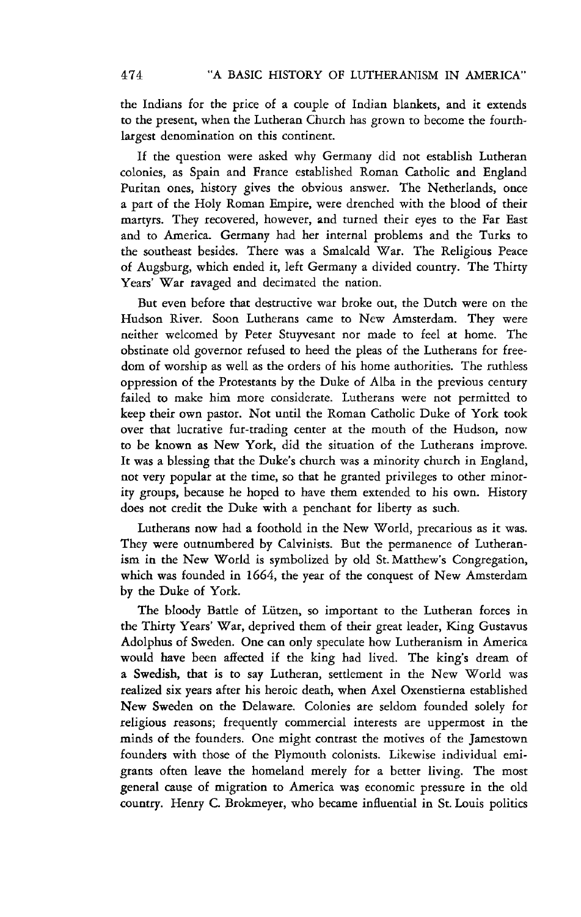the Indians for the price of a couple of Indian blankets, and it extends to the present, when the Lutheran Church has grown to become the fourth-largest denomination on this continent.

If the question were asked why Germany did not establish Lutheran colonies, as Spain and France established Roman Catholic and England Puritan ones, history gives the obvious answer. The Netherlands, once a part of the Holy Roman Empire, were drenched with the blood of their martyrs. They recovered, however, and turned their eyes to the Far East and to America. Germany had her internal problems and the Turks to the southeast besides. There was a Smalcald War. The Religious Peace of Augsburg, which ended it, left Germany a divided country. The Thirty Years' War ravaged and decimated the nation.

But even before that destructive war broke out, the Dutch were on the Hudson River. Soon Lutherans came to New Amsterdam. They were neither welcomed by Peter Stuyvesant nor made to feel at home. The obstinate old governor refused to heed the pleas of the Lutherans for freedom of worship as well as the orders of his home authorities. The ruthless oppression of the Protestants by the Duke of Alba in the previous century failed to make him more considerate. Lutherans were not permitted to keep their own pastor. Not until the Roman Catholic Duke of York took over that lucrative fur-trading center at the mouth of the Hudson, now to be known as New York, did the situation of the Lutherans improve. It was a blessing that the Duke's church was a minority church in England, not very popular at the time, so that he granted privileges to other minority groups, because he hoped to have them extended to his own. History does not credit the Duke with a penchant for liberty as such.

Lutherans now had a foothold in the New World, precarious as it was. They were outnumbered by Calvinists. But the permanence of Lutheranism in the New World is symbolized by old St. Matthew's Congregation, which was founded in 1664, the year of the conquest of New Amsterdam by the Duke of York.

The bloody Battle of Lützen, so important to the Lutheran forces in the Thirty Years' War, deprived them of their great leader, King Gustavus Adolphus of Sweden. One can only speculate how Lutheranism in America would have been affected if the king had lived. The king's dream of a Swedish, that is to say Lutheran, settlement in the New World was realized six years after his heroic death, when Axel Oxenstierna established New Sweden on the Delaware. Colonies are seldom founded solely for religious reasons; frequently commercial interests are uppermost in the minds of the founders. One might contrast the motives of the Jamestown founders with those of the Plymouth colonists. Likewise individual emigrants often leave the homeland merely for a better living. The most general cause of migration to America was economic pressure in the old country. Henry C. Brokmeyer, who became influential in St. Louis politics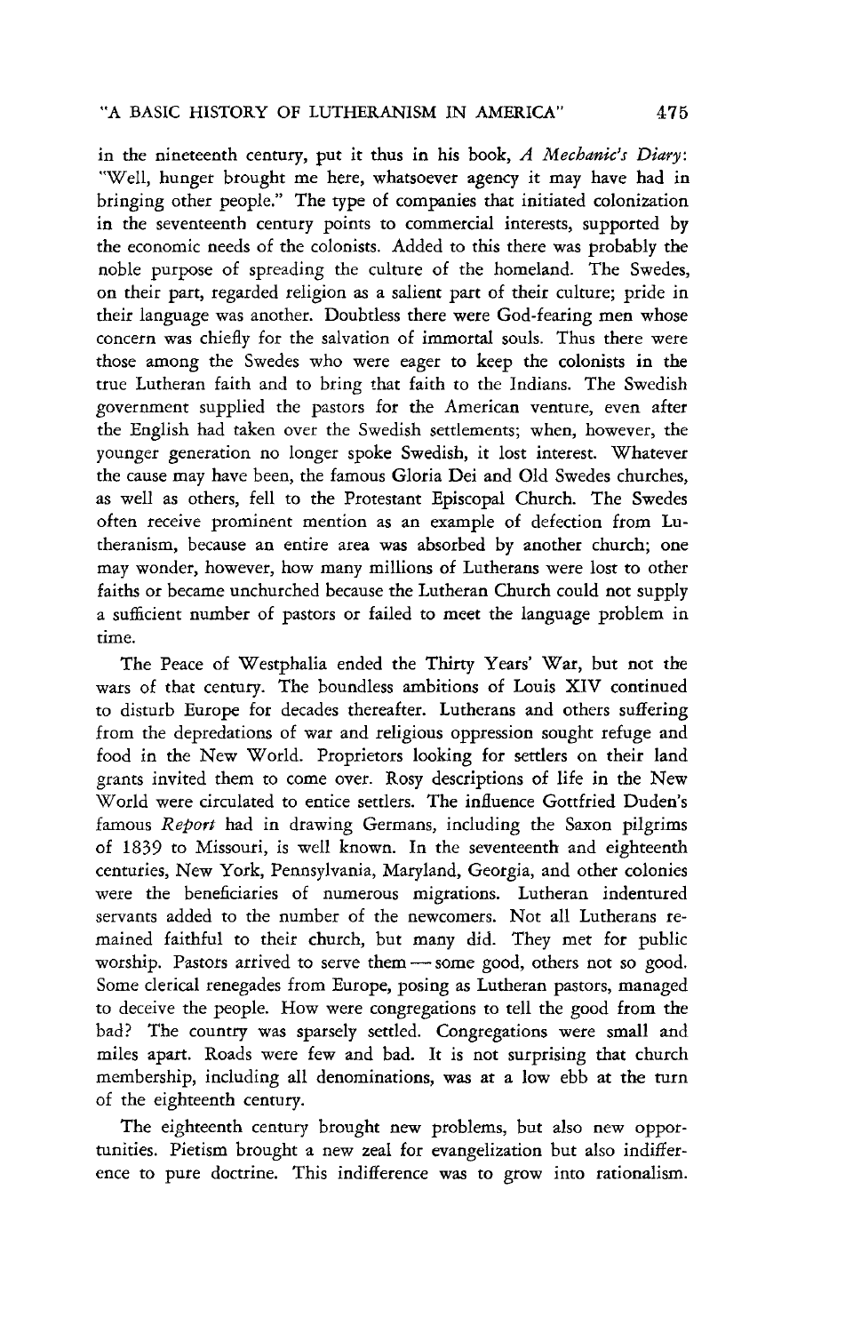in the nineteenth century, put it thus in his book, *A Mechanic's Diary*: "Well, hunger brought me here, whatsoever agency it may have had in bringing other people." The type of companies that initiated colonization in the seventeenth century points to commercial interests, supported by the economic needs of the colonists. Added to this there was probably the noble purpose of spreading the culture of the homeland. The Swedes, on their part, regarded religion as a salient part of their culture; pride in their language was another. Doubtless there were God-fearing men whose concern was chiefly for the salvation of immortal souls. Thus there were those among the Swedes who were eager to keep the colonists in the true Lutheran faith and to bring that faith to the Indians. The Swedish government supplied the pastors for the American venture, even after the English had taken over the Swedish settlements; when, however, the younger generation no longer spoke Swedish, it lost interest. Whatever the cause may have been, the famous Gloria Dei and Old Swedes churches, as well as others, fell to the Protestant Episcopal Church. The Swedes often receive prominent mention as an example of defection from Lutheranism, because an entire area was absorbed by another church; one may wonder, however, how many millions of Lutherans were lost to other faiths or became unchurched because the Lutheran Church could not supply a sufficient number of pastors or failed to meet the language problem in time.

The Peace of Westphalia ended the Thirty Years' War, but not the wars of that century. The boundless ambitions of Louis XIV continued to disturb Europe for decades thereafter. Lutherans and others suffering from the depredations of war and religious oppression sought refuge and food in the New World. Proprietors looking for settlers on their land grants invited them to come over. Rosy descriptions of life in the New World were circulated to entice settlers. The influence Gottfried Duden's famous *Report* had in drawing Germans, including the Saxon pilgrims of 1839 to Missouri, is well known. In the seventeenth and eighteenth centuries, New York, Pennsylvania, Maryland, Georgia, and other colonies were the beneficiaries of numerous migrations. Lutheran indentured servants added to the number of the newcomers. Not all Lutherans remained faithful to their church, but many did. They met for public worship. Pastors arrived to serve them — some good, others not so good. Some clerical renegades from Europe, posing as Lutheran pastors, managed to deceive the people. How were congregations to tell the good from the bad? The country was sparsely settled. Congregations were small and miles apart. Roads were few and bad. It is not surprising that church membership, including all denominations, was at a low ebb at the turn of the eighteenth century.

The eighteenth century brought new problems, but also new opportunities. Pietism brought a new zeal for evangelization but also indifference to pure doctrine. This indifference was to grow into rationalism.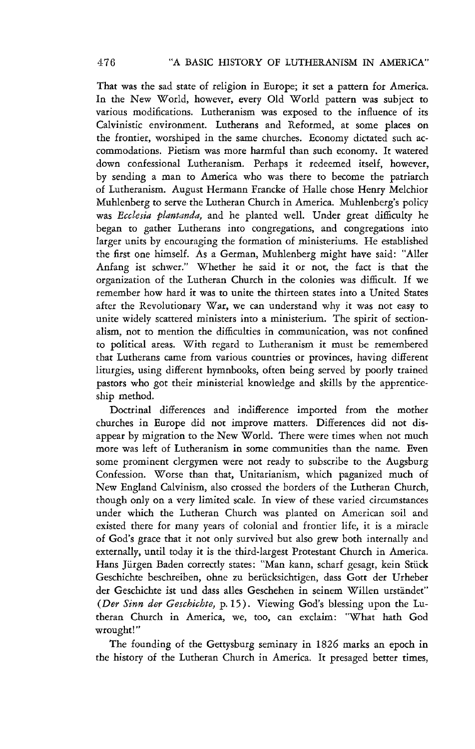That was the sad state of religion in Europe; it set a pattern for America. In the New World, however, every Old World pattern was subject to various modifications. Lutheranism was exposed to the influence of its Calvinistic environment. Lutherans and Reformed, at some places on the frontier, worshiped in the same churches. Economy dictated such accommodations. Pietism was more harmful than such economy. It watered down confessional Lutheranism. Perhaps it redeemed itself, however, by sending a man to America who was there to become the patriarch of Lutheranism. August Hermann Francke of Halle chose Henry Melchior Muhlenberg to serve the Lutheran Church in America. Muhlenberg's policy was *Ecclesia plantanda,* and he planted well. Under great difficulty he began to gather Lutherans into congregations, and congregations into larger units by encouraging the formation of ministeriums. He established the first one himself. As a German, Muhlenberg might have said: "Aller Anfang ist schwer." Whether he said it or not, the fact is that the organization of the Lutheran Church in the colonies was difficult. If we remember how hard it was to unite the thirteen states into a United States after the Revolutionary War, we can understand why it was not easy to unite widely scattered ministers into a ministerium. The spirit of sectionalism, not to mention the difficulties in communication, was not confined to political areas. With regard to Lutheranism it must be remembered that Lutherans came from various countries or provinces, having different liturgies, using different hymnbooks, often being served by poorly trained pastors who got their ministerial knowledge and skills by the apprenticeship method.

Doctrinal differences and indifference imported from the mother churches in Europe did not improve matters. Differences did not disappear by migration to the New World. There were times when not much more was left of Lutheranism in some communities than the name. Even some prominent clergymen were not ready to subscribe to the Augsburg Confession. Worse than that, Unitarianism, which paganized much of New England Calvinism, also crossed the borders of the Lutheran Church, though only on a very limited scale. In view of these varied circumstances under which the Lutheran Church was planted on American soil and existed there for many years of colonial and frontier life, it is a miracle of God's grace that it not only survived but also grew both internally and externally, until today it is the third-largest Protestant Church in America. Hans Jürgen Baden correctly states: "Man kann, scharf gesagt, kein Stück Geschichte beschreiben, ohne zu berücksichtigen, dass Gott der Urheber der Geschichte ist und dass alles Geschehen in seinem Willen urständet" (*Der Sinn der Geschichte,* p. 15). Viewing God's blessing upon the Lutheran Church in America, we, too, can exclaim: "What hath God wrought!"

The founding of the Gettysburg seminary in 1826 marks an epoch in the history of the Lutheran Church in America. It presaged better times,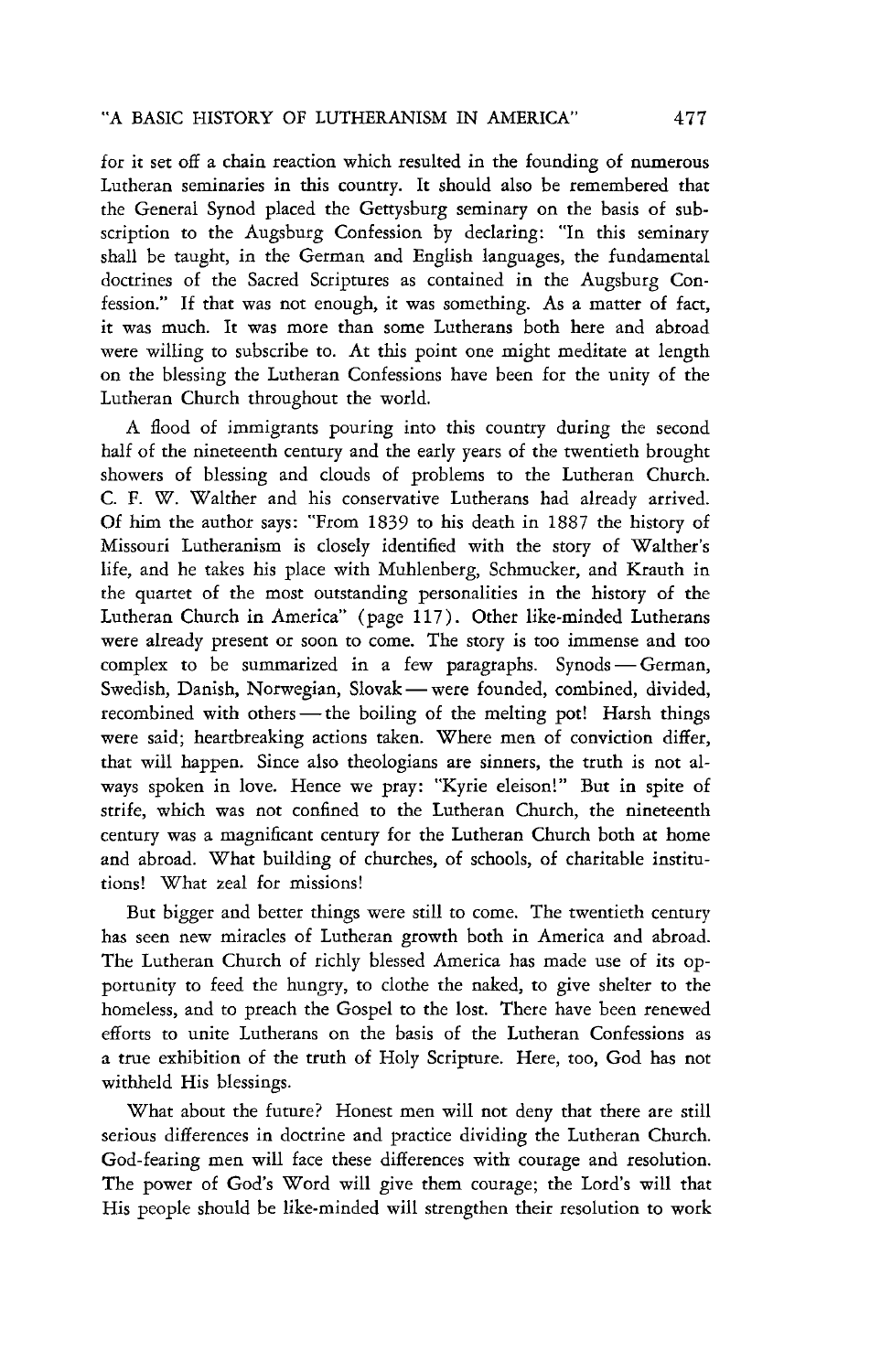for it set off a chain reaction which resulted in the founding of numerous Lutheran seminaries in this country. It should also be remembered that the General Synod placed the Gettysburg seminary on the basis of subscription to the Augsburg Confession by declaring: "In this seminary shall be taught, in the German and English languages, the fundamental doctrines of the Sacred Scriptures as contained in the Augsburg Confession." If that was not enough, it was something. As a matter of fact, it was much. It was more than some Lutherans both here and abroad were willing to subscribe to. At this point one might meditate at length on the blessing the Lutheran Confessions have been for the unity of the Lutheran Church throughout the world.

A flood of immigrants pouring into this country during the second half of the nineteenth century and the early years of the twentieth brought showers of blessing and clouds of problems to the Lutheran Church. C. F. W. Walther and his conservative Lutherans had already arrived. Of him the author says: "From 1839 to his death in 1887 the history of Missouri Lutheranism is closely identified with the story of Walther's life, and he takes his place with Muhlenberg, Schmucker, and Krauth in the quartet of the most outstanding personalities in the history of the Lutheran Church in America" (page 117). Other like-minded Lutherans were already present or soon to come. The story is too immense and too complex to be summarized in a few paragraphs. Synods — German, Swedish, Danish, Norwegian, Slovak — were founded, combined, divided, recombined with others — the boiling of the melting pot! Harsh things were said; heartbreaking actions taken. Where men of conviction differ, that will happen. Since also theologians are sinners, the truth is not always spoken in love. Hence we pray: "Kyrie eleison!" But in spite of strife, which was not confined to the Lutheran Church, the nineteenth century was a magnificant century for the Lutheran Church both at home and abroad. What building of churches, of schools, of charitable institutions! What zeal for missions!

But bigger and better things were still to come. The twentieth century has seen new miracles of Lutheran growth both in America and abroad. The Lutheran Church of richly blessed America has made use of its opportunity to feed the hungry, to clothe the naked, to give shelter to the homeless, and to preach the Gospel to the lost. There have been renewed efforts to unite Lutherans on the basis of the Lutheran Confessions as a true exhibition of the truth of Holy Scripture. Here, too, God has not withheld His blessings.

What about the future? Honest men will not deny that there are still serious differences in doctrine and practice dividing the Lutheran Church. God-fearing men will face these differences with courage and resolution. The power of God's Word will give them courage; the Lord's will that His people should be like-minded will strengthen their resolution to work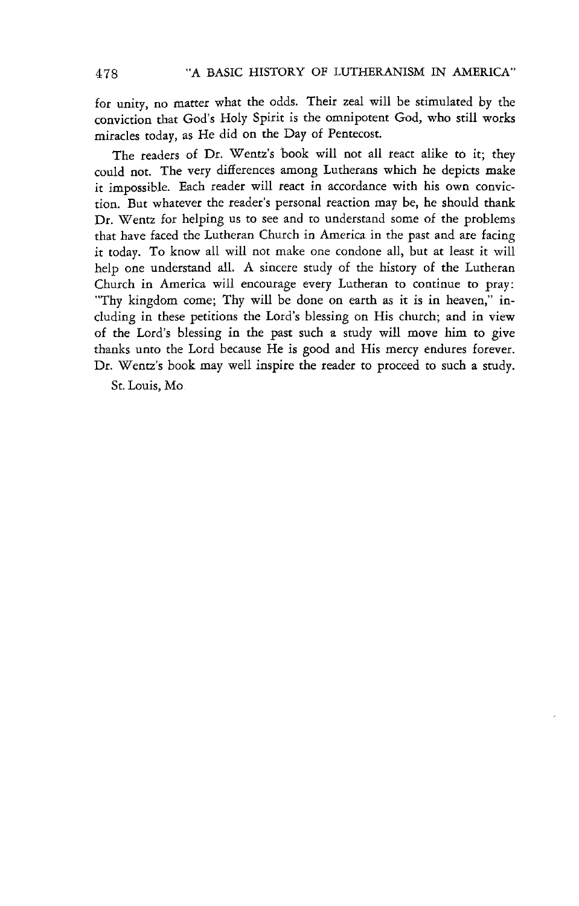for unity, no matter what the odds. Their zeal will be stimulated by the conviction that God's Holy Spirit is the omnipotent God, who still works miracles today, as He did on the Day of Pentecost.

The readers of Dr. Wentz's book will not all react alike to it; they could not. The very differences among Lutherans which he depicts make it impossible. Each reader will react in accordance with his own conviction. But whatever the reader's personal reaction may be, he should thank Dr. Wentz for helping us to see and to understand some of the problems that have faced the Lutheran Church in America in the past and are facing it today. To know all will not make one condone all, but at least it will help one understand all. A sincere study of the history of the Lutheran Church in America will encourage every Lutheran to continue to pray: "Thy kingdom come; Thy will be done on earth as it is in heaven," including in these petitions the Lord's blessing on His church; and in view of the Lord's blessing in the past such a study will move him to give thanks unto the Lord because He is good and His mercy endures forever. Dr. Wentz's book may well inspire the reader to proceed to such a study.

St. Louis, Mo